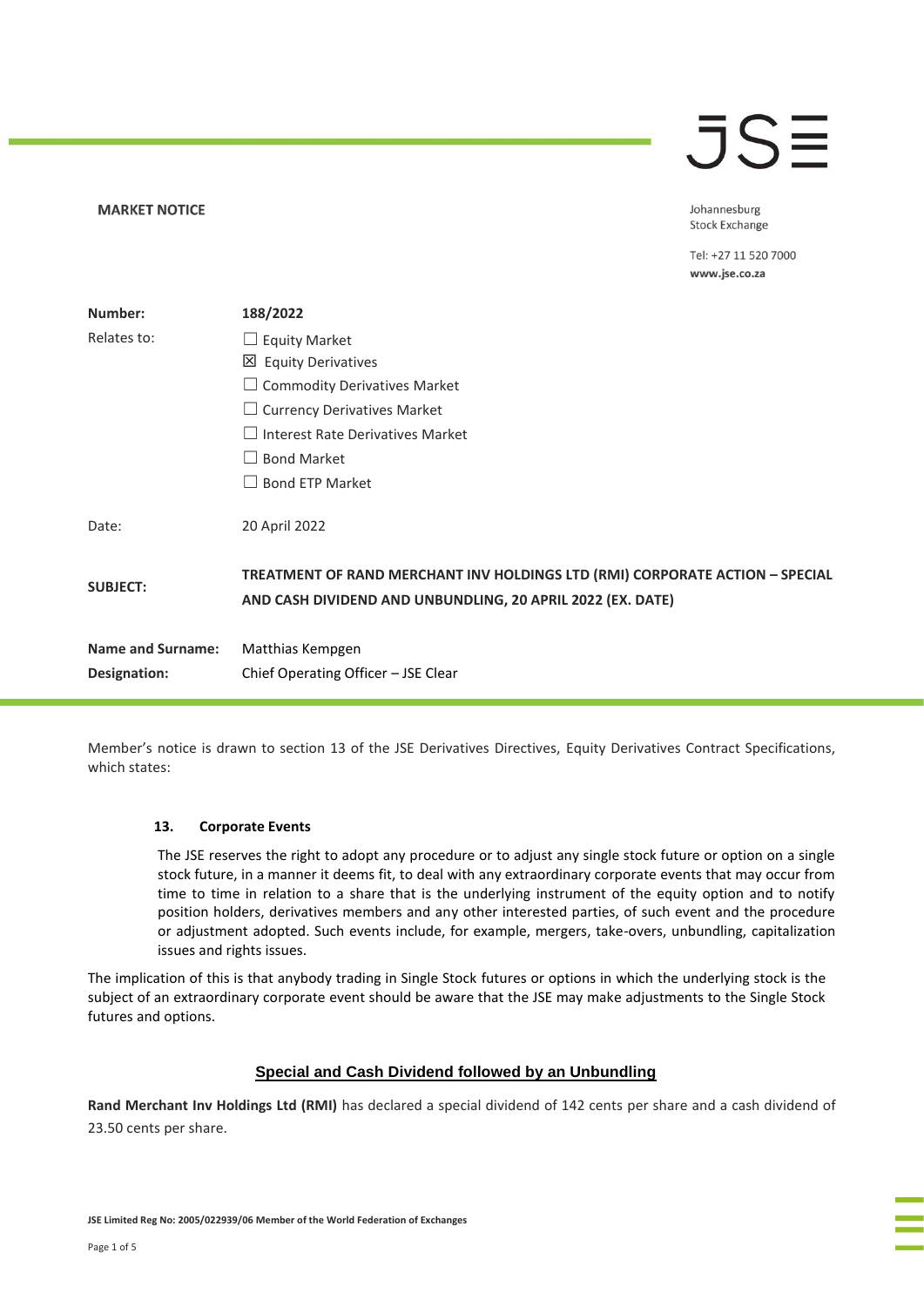**MARKET NOTICE**

Johannesburg
Stock Exchange

Tel: +27 11 520 7000
www.jse.co.za

| | |
|---|---|
| **Number:** | **188/2022** |
| Relates to: | ☐ Equity Market<br>☒ Equity Derivatives<br>☐ Commodity Derivatives Market<br>☐ Currency Derivatives Market<br>☐ Interest Rate Derivatives Market<br>☐ Bond Market<br>☐ Bond ETP Market |
| Date: | 20 April 2022 |
| **SUBJECT:** | **TREATMENT OF RAND MERCHANT INV HOLDINGS LTD (RMI) CORPORATE ACTION – SPECIAL AND CASH DIVIDEND AND UNBUNDLING, 20 APRIL 2022 (EX. DATE)** |
| **Name and Surname:** | Matthias Kempgen |
| **Designation:** | Chief Operating Officer – JSE Clear |

Member's notice is drawn to section 13 of the JSE Derivatives Directives, Equity Derivatives Contract Specifications, which states:

> **13. Corporate Events**
>
> The JSE reserves the right to adopt any procedure or to adjust any single stock future or option on a single stock future, in a manner it deems fit, to deal with any extraordinary corporate events that may occur from time to time in relation to a share that is the underlying instrument of the equity option and to notify position holders, derivatives members and any other interested parties, of such event and the procedure or adjustment adopted. Such events include, for example, mergers, take-overs, unbundling, capitalization issues and rights issues.

The implication of this is that anybody trading in Single Stock futures or options in which the underlying stock is the subject of an extraordinary corporate event should be aware that the JSE may make adjustments to the Single Stock futures and options.

## Special and Cash Dividend followed by an Unbundling

**Rand Merchant Inv Holdings Ltd (RMI)** has declared a special dividend of 142 cents per share and a cash dividend of 23.50 cents per share.

JSE Limited Reg No: 2005/022939/06 Member of the World Federation of Exchanges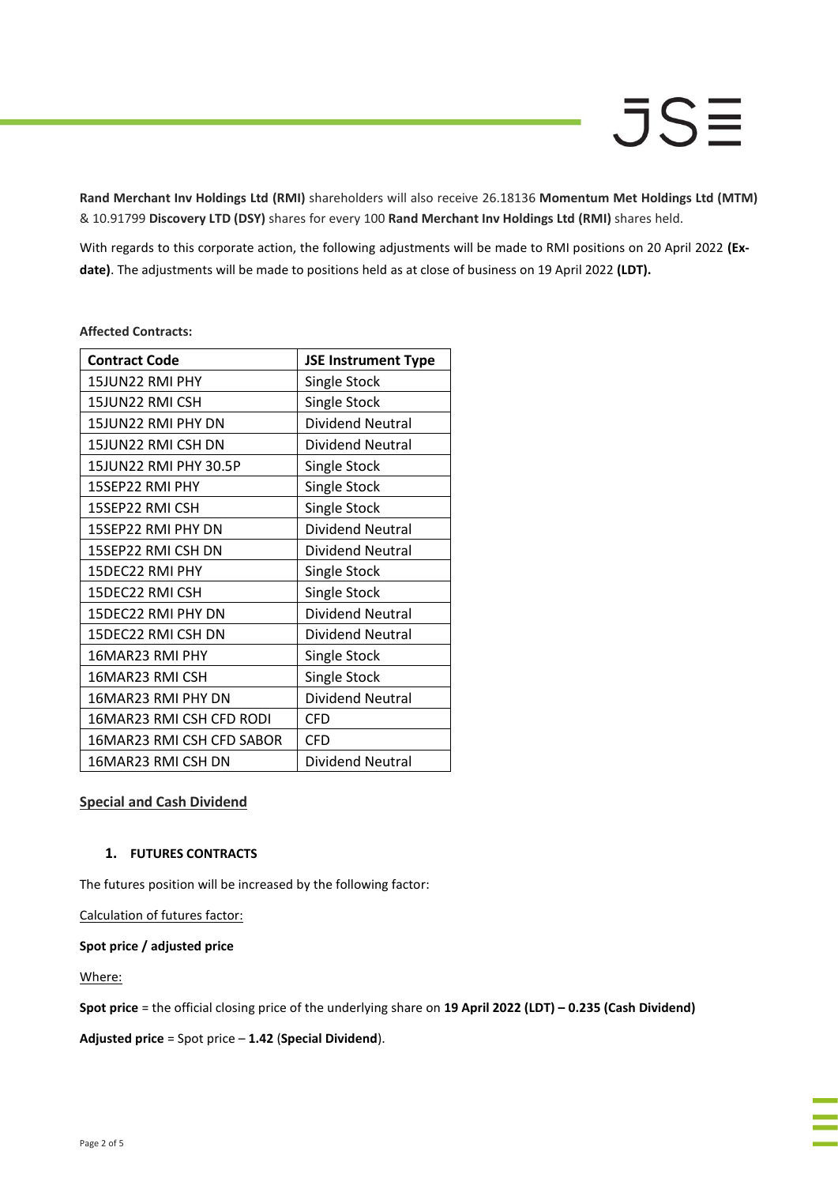**Rand Merchant Inv Holdings Ltd (RMI)** shareholders will also receive 26.18136 **Momentum Met Holdings Ltd (MTM)** & 10.91799 **Discovery LTD (DSY)** shares for every 100 **Rand Merchant Inv Holdings Ltd (RMI)** shares held.

With regards to this corporate action, the following adjustments will be made to RMI positions on 20 April 2022 **(Ex-date)**. The adjustments will be made to positions held as at close of business on 19 April 2022 **(LDT).**

**Affected Contracts:**

| Contract Code | JSE Instrument Type |
|---|---|
| 15JUN22 RMI PHY | Single Stock |
| 15JUN22 RMI CSH | Single Stock |
| 15JUN22 RMI PHY DN | Dividend Neutral |
| 15JUN22 RMI CSH DN | Dividend Neutral |
| 15JUN22 RMI PHY 30.5P | Single Stock |
| 15SEP22 RMI PHY | Single Stock |
| 15SEP22 RMI CSH | Single Stock |
| 15SEP22 RMI PHY DN | Dividend Neutral |
| 15SEP22 RMI CSH DN | Dividend Neutral |
| 15DEC22 RMI PHY | Single Stock |
| 15DEC22 RMI CSH | Single Stock |
| 15DEC22 RMI PHY DN | Dividend Neutral |
| 15DEC22 RMI CSH DN | Dividend Neutral |
| 16MAR23 RMI PHY | Single Stock |
| 16MAR23 RMI CSH | Single Stock |
| 16MAR23 RMI PHY DN | Dividend Neutral |
| 16MAR23 RMI CSH CFD RODI | CFD |
| 16MAR23 RMI CSH CFD SABOR | CFD |
| 16MAR23 RMI CSH DN | Dividend Neutral |

## Special and Cash Dividend

### 1. FUTURES CONTRACTS

The futures position will be increased by the following factor:

Calculation of futures factor:

**Spot price / adjusted price**

Where:

**Spot price** = the official closing price of the underlying share on **19 April 2022 (LDT) – 0.235 (Cash Dividend)**

**Adjusted price** = Spot price – **1.42** (**Special Dividend**).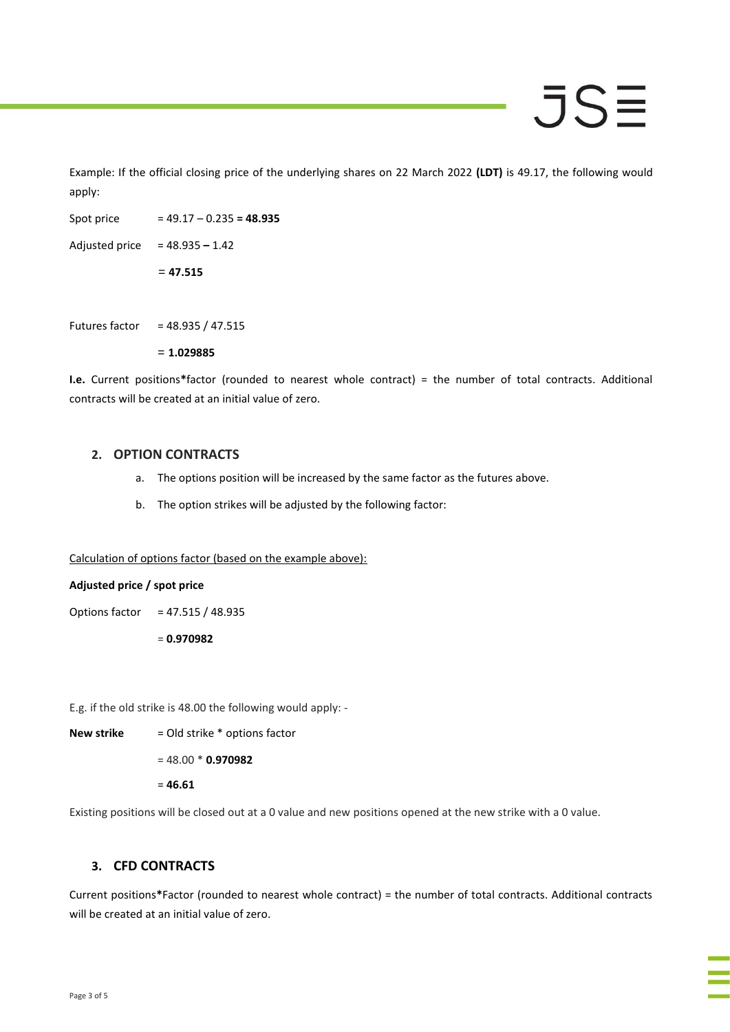Example: If the official closing price of the underlying shares on 22 March 2022 **(LDT)** is 49.17, the following would apply:

Spot price = 49.17 – 0.235 **= 48.935**

Adjusted price = 48.935 **–** 1.42

= **47.515**

Futures factor = 48.935 / 47.515

= **1.029885**

**I.e.** Current positions*factor (rounded to nearest whole contract) = the number of total contracts. Additional contracts will be created at an initial value of zero.

## 2. OPTION CONTRACTS

a. The options position will be increased by the same factor as the futures above.

b. The option strikes will be adjusted by the following factor:

Calculation of options factor (based on the example above):

**Adjusted price / spot price**

Options factor = 47.515 / 48.935

= **0.970982**

E.g. if the old strike is 48.00 the following would apply: -

**New strike** = Old strike * options factor

= 48.00 * **0.970982**

= **46.61**

Existing positions will be closed out at a 0 value and new positions opened at the new strike with a 0 value.

## 3. CFD CONTRACTS

Current positions*Factor (rounded to nearest whole contract) = the number of total contracts. Additional contracts will be created at an initial value of zero.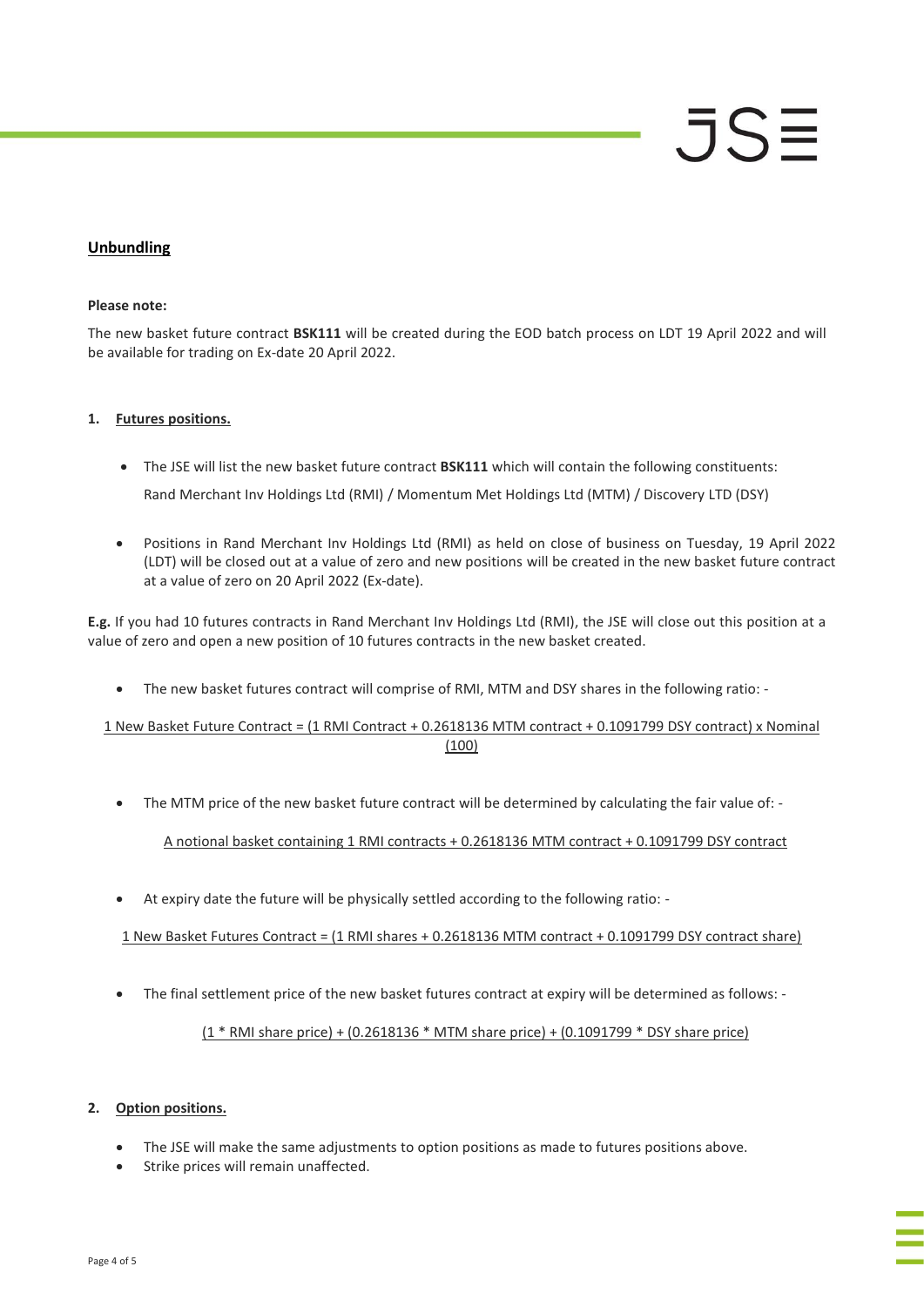## Unbundling

**Please note:**

The new basket future contract **BSK111** will be created during the EOD batch process on LDT 19 April 2022 and will be available for trading on Ex-date 20 April 2022.

### 1. Futures positions.

- The JSE will list the new basket future contract **BSK111** which will contain the following constituents:

  Rand Merchant Inv Holdings Ltd (RMI) / Momentum Met Holdings Ltd (MTM) / Discovery LTD (DSY)

- Positions in Rand Merchant Inv Holdings Ltd (RMI) as held on close of business on Tuesday, 19 April 2022 (LDT) will be closed out at a value of zero and new positions will be created in the new basket future contract at a value of zero on 20 April 2022 (Ex-date).

**E.g.** If you had 10 futures contracts in Rand Merchant Inv Holdings Ltd (RMI), the JSE will close out this position at a value of zero and open a new position of 10 futures contracts in the new basket created.

- The new basket futures contract will comprise of RMI, MTM and DSY shares in the following ratio: -

<u>1 New Basket Future Contract = (1 RMI Contract + 0.2618136 MTM contract + 0.1091799 DSY contract) x Nominal (100)</u>

- The MTM price of the new basket future contract will be determined by calculating the fair value of: -

  <u>A notional basket containing 1 RMI contracts + 0.2618136 MTM contract + 0.1091799 DSY contract</u>

- At expiry date the future will be physically settled according to the following ratio: -

<u>1 New Basket Futures Contract = (1 RMI shares + 0.2618136 MTM contract + 0.1091799 DSY contract share)</u>

- The final settlement price of the new basket futures contract at expiry will be determined as follows: -

  <u>(1 * RMI share price) + (0.2618136 * MTM share price) + (0.1091799 * DSY share price)</u>

### 2. Option positions.

- The JSE will make the same adjustments to option positions as made to futures positions above.
- Strike prices will remain unaffected.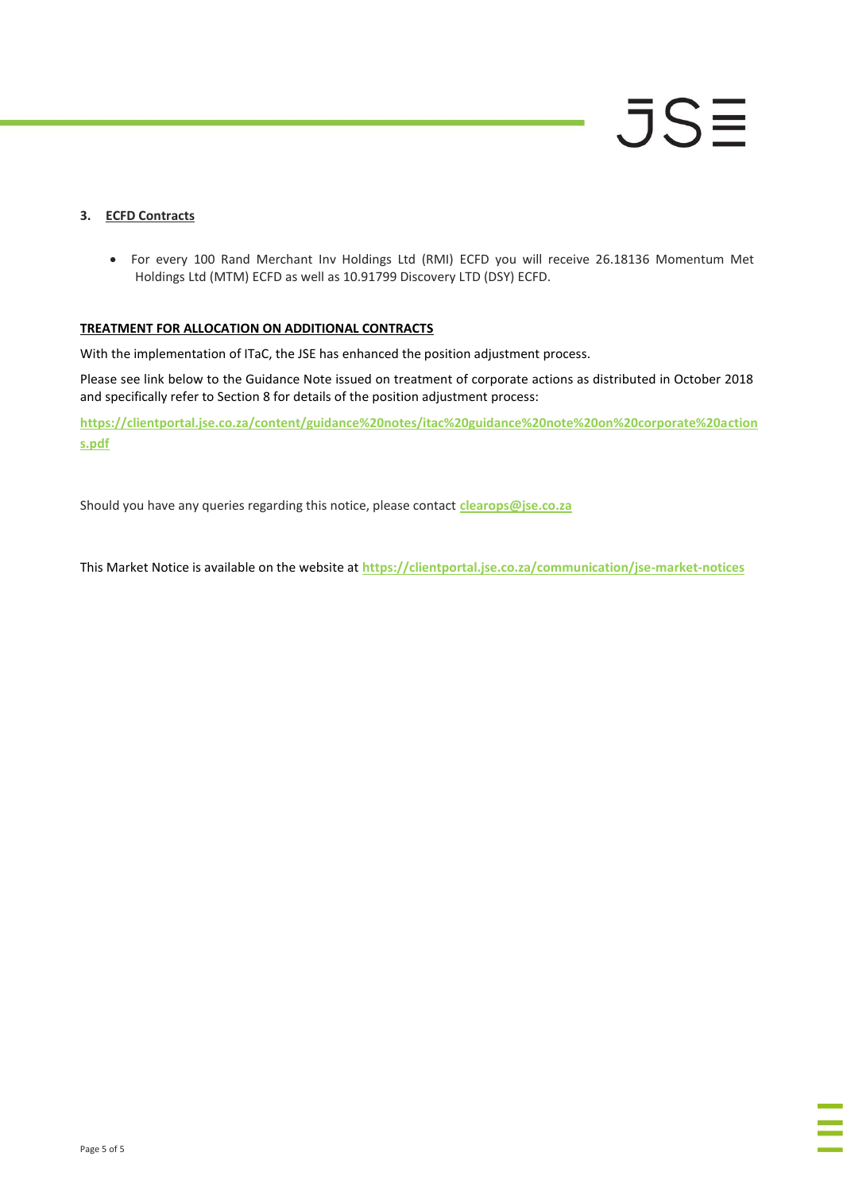### 3. ECFD Contracts

- For every 100 Rand Merchant Inv Holdings Ltd (RMI) ECFD you will receive 26.18136 Momentum Met Holdings Ltd (MTM) ECFD as well as 10.91799 Discovery LTD (DSY) ECFD.

**TREATMENT FOR ALLOCATION ON ADDITIONAL CONTRACTS**

With the implementation of ITaC, the JSE has enhanced the position adjustment process.

Please see link below to the Guidance Note issued on treatment of corporate actions as distributed in October 2018 and specifically refer to Section 8 for details of the position adjustment process:

**https://clientportal.jse.co.za/content/guidance%20notes/itac%20guidance%20note%20on%20corporate%20actions.pdf**

Should you have any queries regarding this notice, please contact **clearops@jse.co.za**

This Market Notice is available on the website at **https://clientportal.jse.co.za/communication/jse-market-notices**